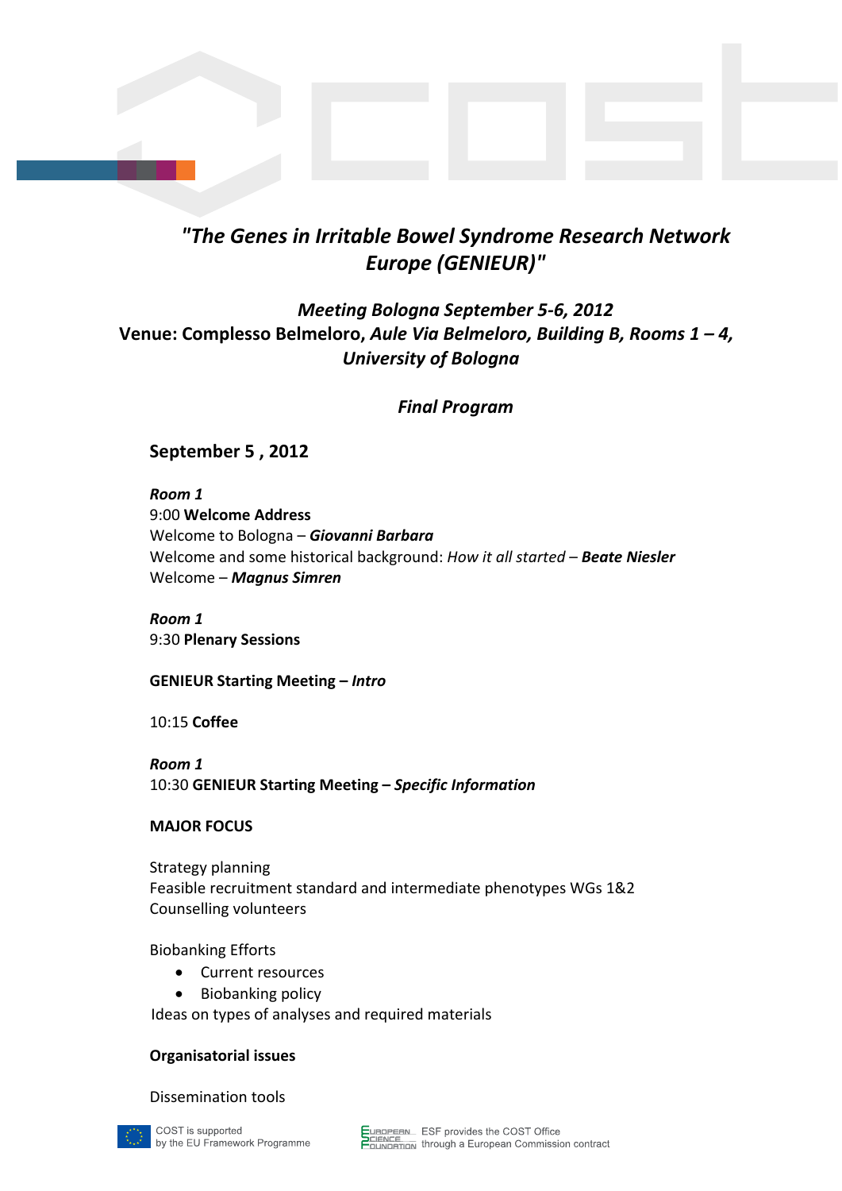# *"The Genes in Irritable Bowel Syndrome Research Network Europe (GENIEUR)"*

## *Meeting Bologna September 5-6, 2012*

**Venue: Complesso Belmeloro, *Aule Via Belmeloro, Building B, Rooms 1 – 4, University of Bologna***

### *Final Program*

## September 5 , 2012

***Room 1***
9:00 **Welcome Address**
Welcome to Bologna – ***Giovanni Barbara***
Welcome and some historical background: *How it all started* – ***Beate Niesler***
Welcome – ***Magnus Simren***

***Room 1***
9:30 **Plenary Sessions**

**GENIEUR Starting Meeting – *Intro***

10:15 **Coffee**

***Room 1***
10:30 **GENIEUR Starting Meeting – *Specific Information***

**MAJOR FOCUS**

Strategy planning
Feasible recruitment standard and intermediate phenotypes WGs 1&2
Counselling volunteers

Biobanking Efforts

- Current resources
- Biobanking policy

Ideas on types of analyses and required materials

**Organisatorial issues**

Dissemination tools

COST is supported by the EU Framework Programme

ESF provides the COST Office through a European Commission contract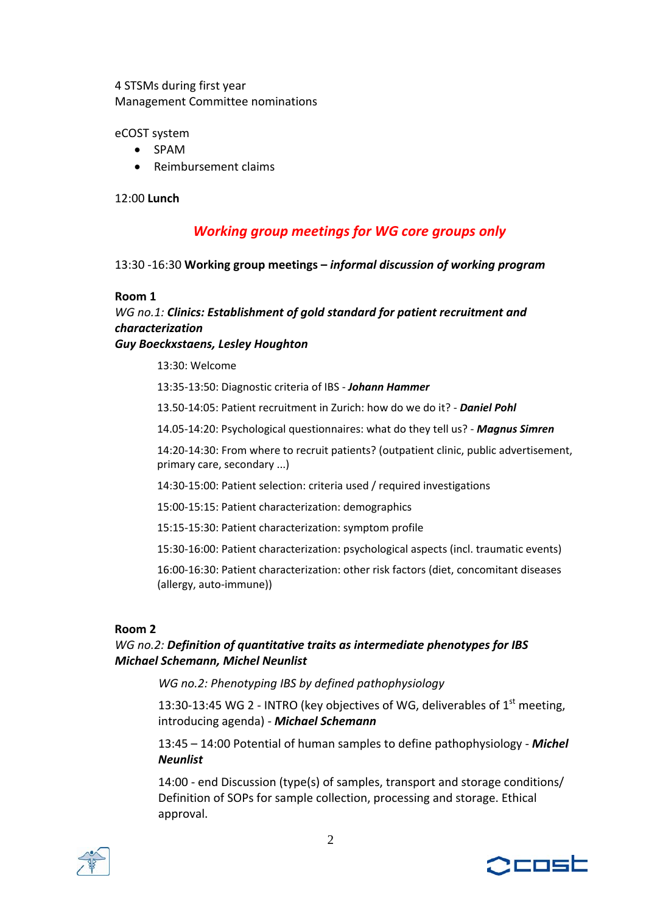4 STSMs during first year
Management Committee nominations

eCOST system

- SPAM
- Reimbursement claims

12:00 **Lunch**

## *Working group meetings for WG core groups only*

13:30 -16:30 **Working group meetings –** ***informal discussion of working program***

**Room 1**
*WG no.1:* ***Clinics: Establishment of gold standard for patient recruitment and characterization***
***Guy Boeckxstaens, Lesley Houghton***

13:30: Welcome

13:35-13:50: Diagnostic criteria of IBS - ***Johann Hammer***

13.50-14:05: Patient recruitment in Zurich: how do we do it? - ***Daniel Pohl***

14.05-14:20: Psychological questionnaires: what do they tell us? - ***Magnus Simren***

14:20-14:30: From where to recruit patients? (outpatient clinic, public advertisement, primary care, secondary ...)

14:30-15:00: Patient selection: criteria used / required investigations

15:00-15:15: Patient characterization: demographics

15:15-15:30: Patient characterization: symptom profile

15:30-16:00: Patient characterization: psychological aspects (incl. traumatic events)

16:00-16:30: Patient characterization: other risk factors (diet, concomitant diseases (allergy, auto-immune))

**Room 2**
*WG no.2:* ***Definition of quantitative traits as intermediate phenotypes for IBS***
***Michael Schemann, Michel Neunlist***

*WG no.2: Phenotyping IBS by defined pathophysiology*

13:30-13:45 WG 2 - INTRO (key objectives of WG, deliverables of 1st meeting, introducing agenda) - ***Michael Schemann***

13:45 – 14:00 Potential of human samples to define pathophysiology - ***Michel Neunlist***

14:00 - end Discussion (type(s) of samples, transport and storage conditions/ Definition of SOPs for sample collection, processing and storage. Ethical approval.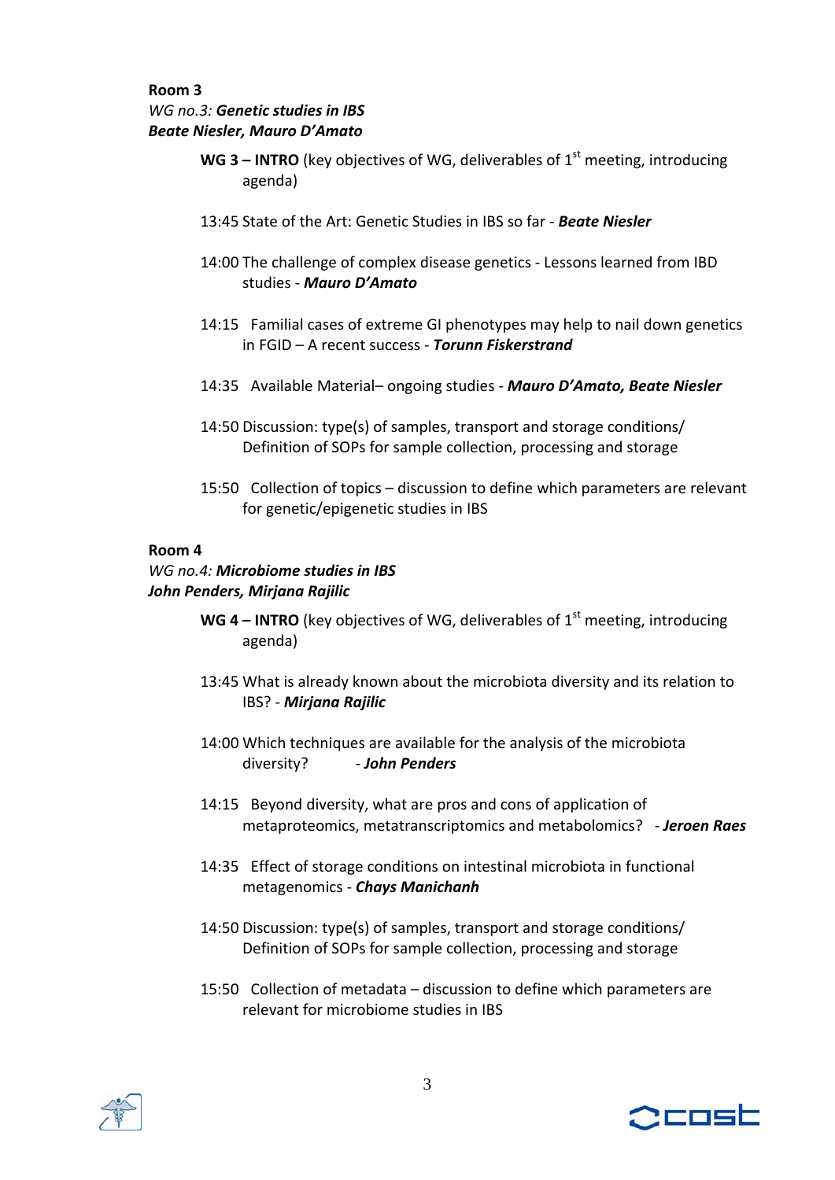**Room 3**
*WG no.3: **Genetic studies in IBS***
***Beate Niesler, Mauro D'Amato***

- **WG 3 – INTRO** (key objectives of WG, deliverables of 1st meeting, introducing agenda)
- 13:45 State of the Art: Genetic Studies in IBS so far - ***Beate Niesler***
- 14:00 The challenge of complex disease genetics - Lessons learned from IBD studies - ***Mauro D'Amato***
- 14:15 Familial cases of extreme GI phenotypes may help to nail down genetics in FGID – A recent success - ***Torunn Fiskerstrand***
- 14:35 Available Material– ongoing studies - ***Mauro D'Amato, Beate Niesler***
- 14:50 Discussion: type(s) of samples, transport and storage conditions/ Definition of SOPs for sample collection, processing and storage
- 15:50 Collection of topics – discussion to define which parameters are relevant for genetic/epigenetic studies in IBS

**Room 4**
*WG no.4: **Microbiome studies in IBS***
***John Penders, Mirjana Rajilic***

- **WG 4 – INTRO** (key objectives of WG, deliverables of 1st meeting, introducing agenda)
- 13:45 What is already known about the microbiota diversity and its relation to IBS? - ***Mirjana Rajilic***
- 14:00 Which techniques are available for the analysis of the microbiota diversity? - ***John Penders***
- 14:15 Beyond diversity, what are pros and cons of application of metaproteomics, metatranscriptomics and metabolomics? - ***Jeroen Raes***
- 14:35 Effect of storage conditions on intestinal microbiota in functional metagenomics - ***Chays Manichanh***
- 14:50 Discussion: type(s) of samples, transport and storage conditions/ Definition of SOPs for sample collection, processing and storage
- 15:50 Collection of metadata – discussion to define which parameters are relevant for microbiome studies in IBS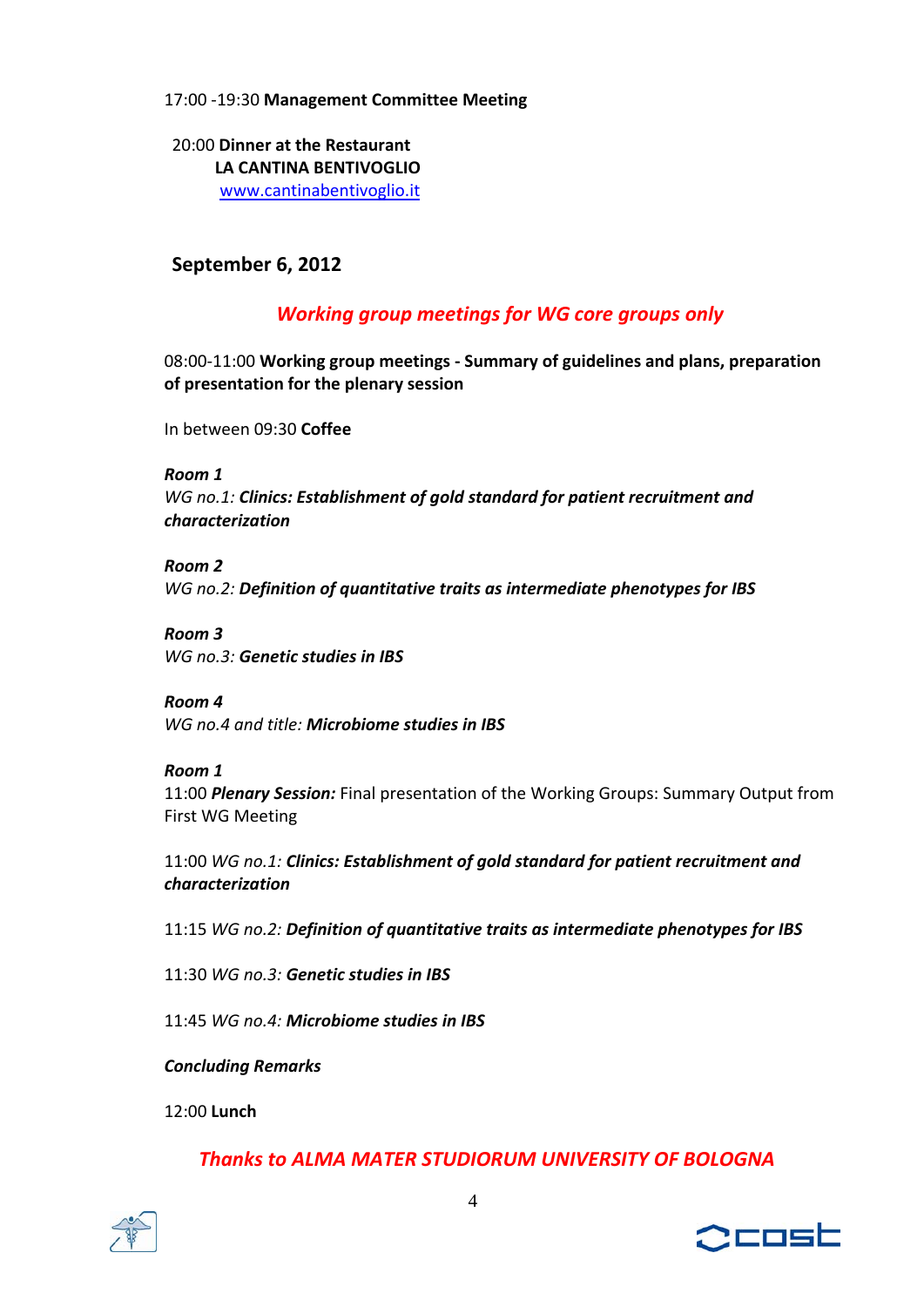17:00 -19:30 **Management Committee Meeting**

20:00 **Dinner at the Restaurant**
**LA CANTINA BENTIVOGLIO**
www.cantinabentivoglio.it

## September 6, 2012

### *Working group meetings for WG core groups only*

08:00-11:00 **Working group meetings - Summary of guidelines and plans, preparation of presentation for the plenary session**

In between 09:30 **Coffee**

***Room 1***
*WG no.1:* ***Clinics: Establishment of gold standard for patient recruitment and characterization***

***Room 2***
*WG no.2:* ***Definition of quantitative traits as intermediate phenotypes for IBS***

***Room 3***
*WG no.3:* ***Genetic studies in IBS***

***Room 4***
*WG no.4 and title:* ***Microbiome studies in IBS***

***Room 1***
11:00 ***Plenary Session:*** Final presentation of the Working Groups: Summary Output from First WG Meeting

11:00 *WG no.1:* ***Clinics: Establishment of gold standard for patient recruitment and characterization***

11:15 *WG no.2:* ***Definition of quantitative traits as intermediate phenotypes for IBS***

11:30 *WG no.3:* ***Genetic studies in IBS***

11:45 *WG no.4:* ***Microbiome studies in IBS***

***Concluding Remarks***

12:00 **Lunch**

***Thanks to ALMA MATER STUDIORUM UNIVERSITY OF BOLOGNA***